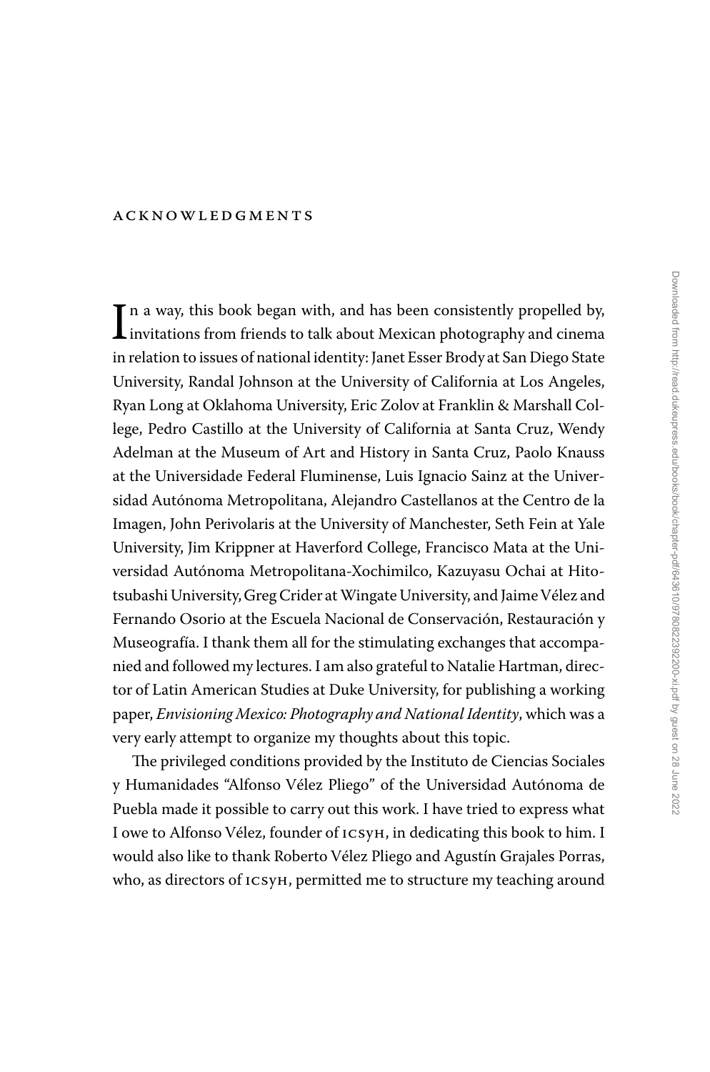# ACKNOWLEDGMENTS

In a way, this book began with, and has been consistently propelled by, invitations from friends to talk about Mexican photography and cinema in relation to issues of national identity: Janet Esser Brody at San Diego State University, Randal Johnson at the University of California at Los Angeles, Ryan Long at Oklahoma University, Eric Zolov at Franklin & Marshall College, Pedro Castillo at the University of California at Santa Cruz, Wendy Adelman at the Museum of Art and History in Santa Cruz, Paolo Knauss at the Universidade Federal Fluminense, Luis Ignacio Sainz at the Universidad Autónoma Metropolitana, Alejandro Castellanos at the Centro de la Imagen, John Perivolaris at the University of Manchester, Seth Fein at Yale University, Jim Krippner at Haverford College, Francisco Mata at the Universidad Autónoma Metropolitana-Xochimilco, Kazuyasu Ochai at Hitotsubashi University, Greg Crider at Wingate University, and Jaime Vélez and Fernando Osorio at the Escuela Nacional de Conservación, Restauración y Museografía. I thank them all for the stimulating exchanges that accompanied and followed my lectures. I am also grateful to Natalie Hartman, director of Latin American Studies at Duke University, for publishing a working paper, *Envisioning Mexico: Photography and National Identity*, which was a very early attempt to organize my thoughts about this topic.

The privileged conditions provided by the Instituto de Ciencias Sociales y Humanidades "Alfonso Vélez Pliego" of the Universidad Autónoma de Puebla made it possible to carry out this work. I have tried to express what I owe to Alfonso Vélez, founder of ICSyH, in dedicating this book to him. I would also like to thank Roberto Vélez Pliego and Agustín Grajales Porras, who, as directors of ICSyH, permitted me to structure my teaching around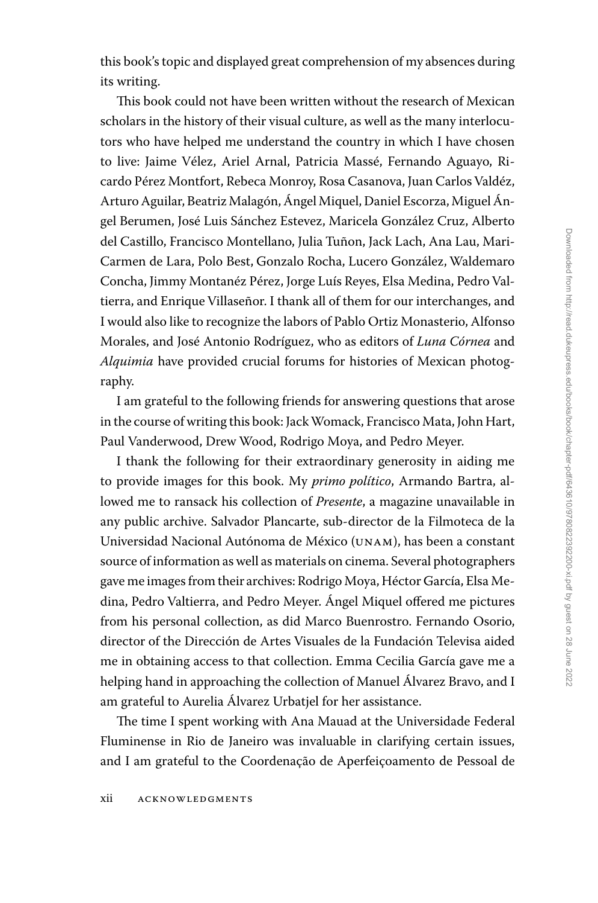this book's topic and displayed great comprehension of my absences during its writing.

This book could not have been written without the research of Mexican scholars in the history of their visual culture, as well as the many interlocutors who have helped me understand the country in which I have chosen to live: Jaime Vélez, Ariel Arnal, Patricia Massé, Fernando Aguayo, Ricardo Pérez Montfort, Rebeca Monroy, Rosa Casanova, Juan Carlos Valdéz, Arturo Aguilar, Beatriz Malagón, Ángel Miquel, Daniel Escorza, Miguel Ángel Berumen, José Luis Sánchez Estevez, Maricela González Cruz, Alberto del Castillo, Francisco Montellano, Julia Tuñon, Jack Lach, Ana Lau, Mari-Carmen de Lara, Polo Best, Gonzalo Rocha, Lucero González, Waldemaro Concha, Jimmy Montanéz Pérez, Jorge Luís Reyes, Elsa Medina, Pedro Valtierra, and Enrique Villaseñor. I thank all of them for our interchanges, and I would also like to recognize the labors of Pablo Ortiz Monasterio, Alfonso Morales, and José Antonio Rodríguez, who as editors of *Luna Córnea* and *Alquimia* have provided crucial forums for histories of Mexican photography.

I am grateful to the following friends for answering questions that arose in the course of writing this book: Jack Womack, Francisco Mata, John Hart, Paul Vanderwood, Drew Wood, Rodrigo Moya, and Pedro Meyer.

I thank the following for their extraordinary generosity in aiding me to provide images for this book. My *primo político*, Armando Bartra, allowed me to ransack his collection of *Presente*, a magazine unavailable in any public archive. Salvador Plancarte, sub-director de la Filmoteca de la Universidad Nacional Autónoma de México (UNAM), has been a constant source of information as well as materials on cinema. Several photographers gave me images from their archives: Rodrigo Moya, Héctor García, Elsa Medina, Pedro Valtierra, and Pedro Meyer. Ángel Miquel offered me pictures from his personal collection, as did Marco Buenrostro. Fernando Osorio, director of the Dirección de Artes Visuales de la Fundación Televisa aided me in obtaining access to that collection. Emma Cecilia García gave me a helping hand in approaching the collection of Manuel Álvarez Bravo, and I am grateful to Aurelia Álvarez Urbatjel for her assistance.

The time I spent working with Ana Mauad at the Universidade Federal Fluminense in Rio de Janeiro was invaluable in clarifying certain issues, and I am grateful to the Coordenação de Aperfeiçoamento de Pessoal de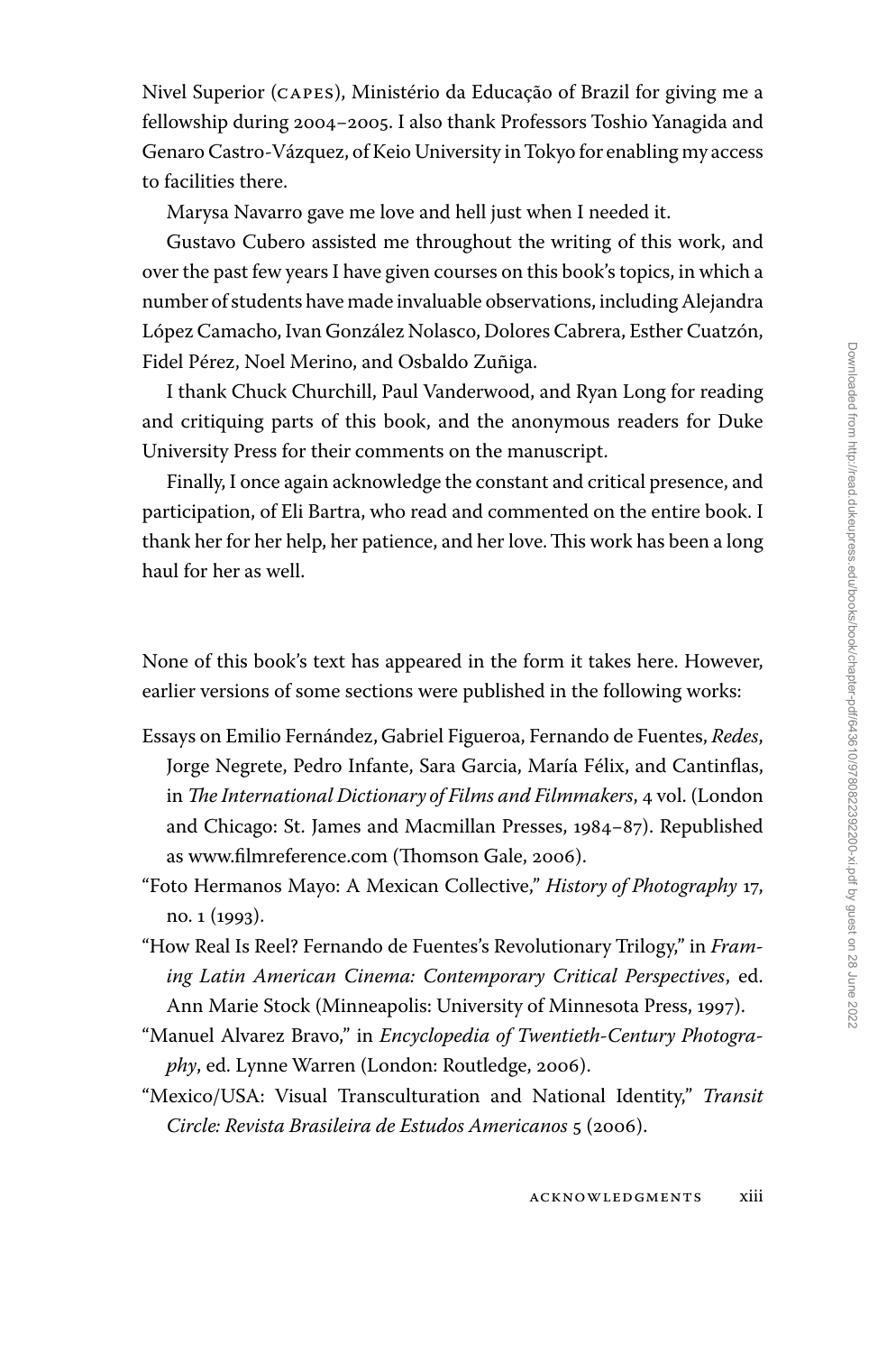Nivel Superior (CAPES), Ministério da Educação of Brazil for giving me a fellowship during 2004–2005. I also thank Professors Toshio Yanagida and Genaro Castro-Vázquez, of Keio University in Tokyo for enabling my access to facilities there.

Marysa Navarro gave me love and hell just when I needed it.

Gustavo Cubero assisted me throughout the writing of this work, and over the past few years I have given courses on this book's topics, in which a number of students have made invaluable observations, including Alejandra López Camacho, Ivan González Nolasco, Dolores Cabrera, Esther Cuatzón, Fidel Pérez, Noel Merino, and Osbaldo Zuñiga.

I thank Chuck Churchill, Paul Vanderwood, and Ryan Long for reading and critiquing parts of this book, and the anonymous readers for Duke University Press for their comments on the manuscript.

Finally, I once again acknowledge the constant and critical presence, and participation, of Eli Bartra, who read and commented on the entire book. I thank her for her help, her patience, and her love. This work has been a long haul for her as well.

None of this book's text has appeared in the form it takes here. However, earlier versions of some sections were published in the following works:

Essays on Emilio Fernández, Gabriel Figueroa, Fernando de Fuentes, *Redes*, Jorge Negrete, Pedro Infante, Sara Garcia, María Félix, and Cantinflas, in *The International Dictionary of Films and Filmmakers*, 4 vol. (London and Chicago: St. James and Macmillan Presses, 1984–87). Republished as www.filmreference.com (Thomson Gale, 2006).

"Foto Hermanos Mayo: A Mexican Collective," *History of Photography* 17, no. 1 (1993).

"How Real Is Reel? Fernando de Fuentes's Revolutionary Trilogy," in *Framing Latin American Cinema: Contemporary Critical Perspectives*, ed. Ann Marie Stock (Minneapolis: University of Minnesota Press, 1997).

"Manuel Alvarez Bravo," in *Encyclopedia of Twentieth-Century Photography*, ed. Lynne Warren (London: Routledge, 2006).

"Mexico/USA: Visual Transculturation and National Identity," *Transit Circle: Revista Brasileira de Estudos Americanos* 5 (2006).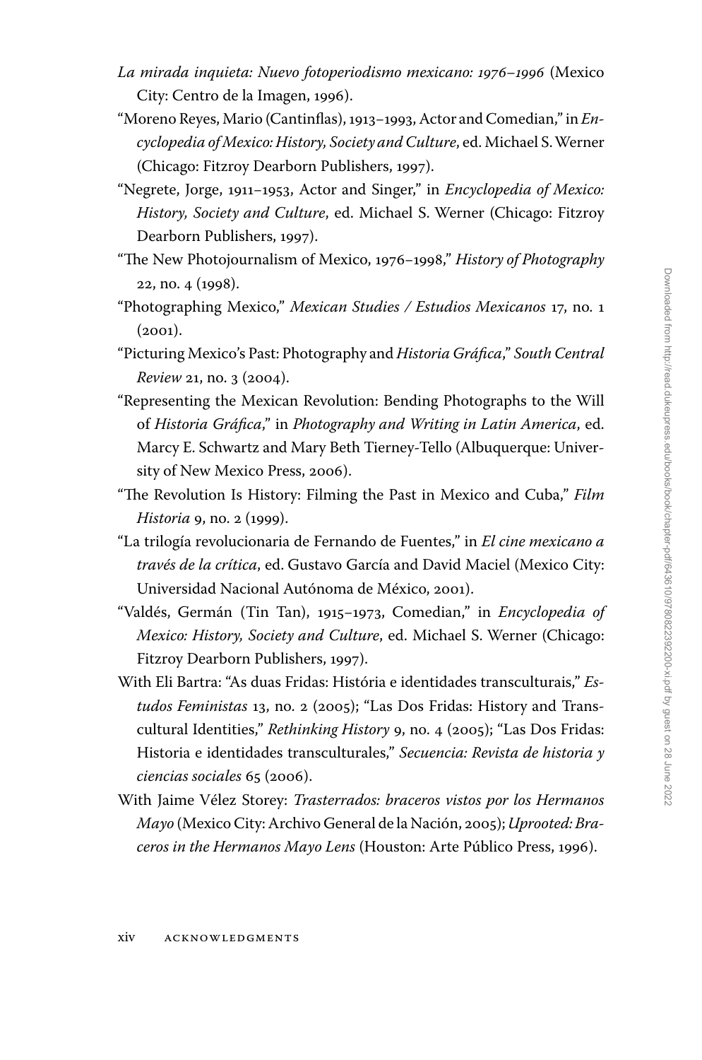*La mirada inquieta: Nuevo fotoperiodismo mexicano: 1976–1996* (Mexico City: Centro de la Imagen, 1996).

"Moreno Reyes, Mario (Cantinflas), 1913–1993, Actor and Comedian," in *Encyclopedia of Mexico: History, Society and Culture*, ed. Michael S. Werner (Chicago: Fitzroy Dearborn Publishers, 1997).

"Negrete, Jorge, 1911–1953, Actor and Singer," in *Encyclopedia of Mexico: History, Society and Culture*, ed. Michael S. Werner (Chicago: Fitzroy Dearborn Publishers, 1997).

"The New Photojournalism of Mexico, 1976–1998," *History of Photography* 22, no. 4 (1998).

"Photographing Mexico," *Mexican Studies / Estudios Mexicanos* 17, no. 1 (2001).

"Picturing Mexico's Past: Photography and *Historia Gráfica*," *South Central Review* 21, no. 3 (2004).

"Representing the Mexican Revolution: Bending Photographs to the Will of *Historia Gráfica*," in *Photography and Writing in Latin America*, ed. Marcy E. Schwartz and Mary Beth Tierney-Tello (Albuquerque: University of New Mexico Press, 2006).

"The Revolution Is History: Filming the Past in Mexico and Cuba," *Film Historia* 9, no. 2 (1999).

"La trilogía revolucionaria de Fernando de Fuentes," in *El cine mexicano a través de la crítica*, ed. Gustavo García and David Maciel (Mexico City: Universidad Nacional Autónoma de México, 2001).

"Valdés, Germán (Tin Tan), 1915–1973, Comedian," in *Encyclopedia of Mexico: History, Society and Culture*, ed. Michael S. Werner (Chicago: Fitzroy Dearborn Publishers, 1997).

With Eli Bartra: "As duas Fridas: História e identidades transculturais," *Estudos Feministas* 13, no. 2 (2005); "Las Dos Fridas: History and Transcultural Identities," *Rethinking History* 9, no. 4 (2005); "Las Dos Fridas: Historia e identidades transculturales," *Secuencia: Revista de historia y ciencias sociales* 65 (2006).

With Jaime Vélez Storey: *Trasterrados: braceros vistos por los Hermanos Mayo* (Mexico City: Archivo General de la Nación, 2005); *Uprooted: Braceros in the Hermanos Mayo Lens* (Houston: Arte Público Press, 1996).